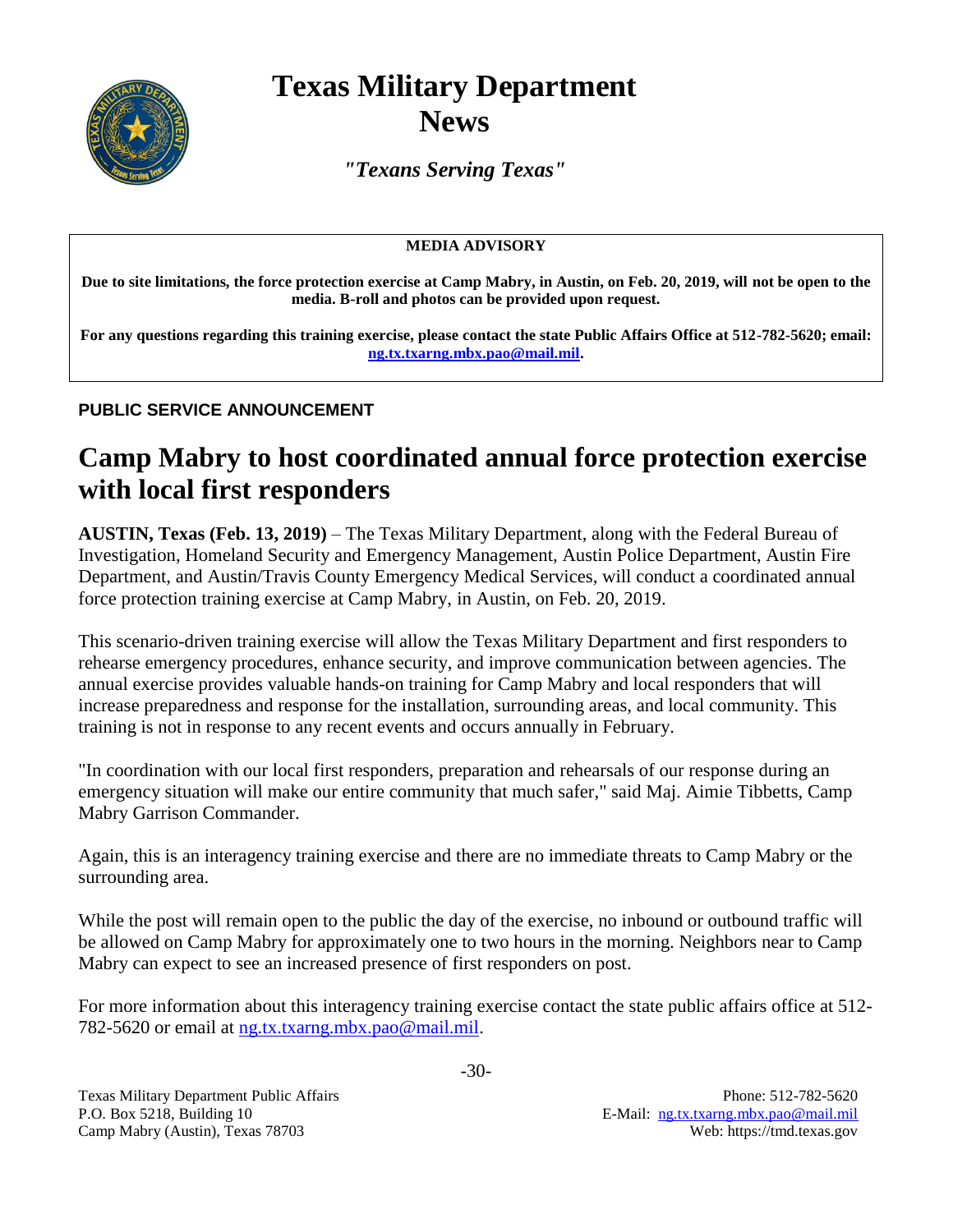# Texas Military Department News

*"Texans Serving Texas"*

**MEDIA ADVISORY**

**Due to site limitations, the force protection exercise at Camp Mabry, in Austin, on Feb. 20, 2019, will not be open to the media. B-roll and photos can be provided upon request.**

**For any questions regarding this training exercise, please contact the state Public Affairs Office at 512-782-5620; email: ng.tx.txarng.mbx.pao@mail.mil.**

**PUBLIC SERVICE ANNOUNCEMENT**

## Camp Mabry to host coordinated annual force protection exercise with local first responders

**AUSTIN, Texas (Feb. 13, 2019)** – The Texas Military Department, along with the Federal Bureau of Investigation, Homeland Security and Emergency Management, Austin Police Department, Austin Fire Department, and Austin/Travis County Emergency Medical Services, will conduct a coordinated annual force protection training exercise at Camp Mabry, in Austin, on Feb. 20, 2019.

This scenario-driven training exercise will allow the Texas Military Department and first responders to rehearse emergency procedures, enhance security, and improve communication between agencies. The annual exercise provides valuable hands-on training for Camp Mabry and local responders that will increase preparedness and response for the installation, surrounding areas, and local community. This training is not in response to any recent events and occurs annually in February.

"In coordination with our local first responders, preparation and rehearsals of our response during an emergency situation will make our entire community that much safer," said Maj. Aimie Tibbetts, Camp Mabry Garrison Commander.

Again, this is an interagency training exercise and there are no immediate threats to Camp Mabry or the surrounding area.

While the post will remain open to the public the day of the exercise, no inbound or outbound traffic will be allowed on Camp Mabry for approximately one to two hours in the morning. Neighbors near to Camp Mabry can expect to see an increased presence of first responders on post.

For more information about this interagency training exercise contact the state public affairs office at 512-782-5620 or email at ng.tx.txarng.mbx.pao@mail.mil.

-30-

Texas Military Department Public Affairs
P.O. Box 5218, Building 10
Camp Mabry (Austin), Texas 78703

Phone: 512-782-5620
E-Mail: ng.tx.txarng.mbx.pao@mail.mil
Web: https://tmd.texas.gov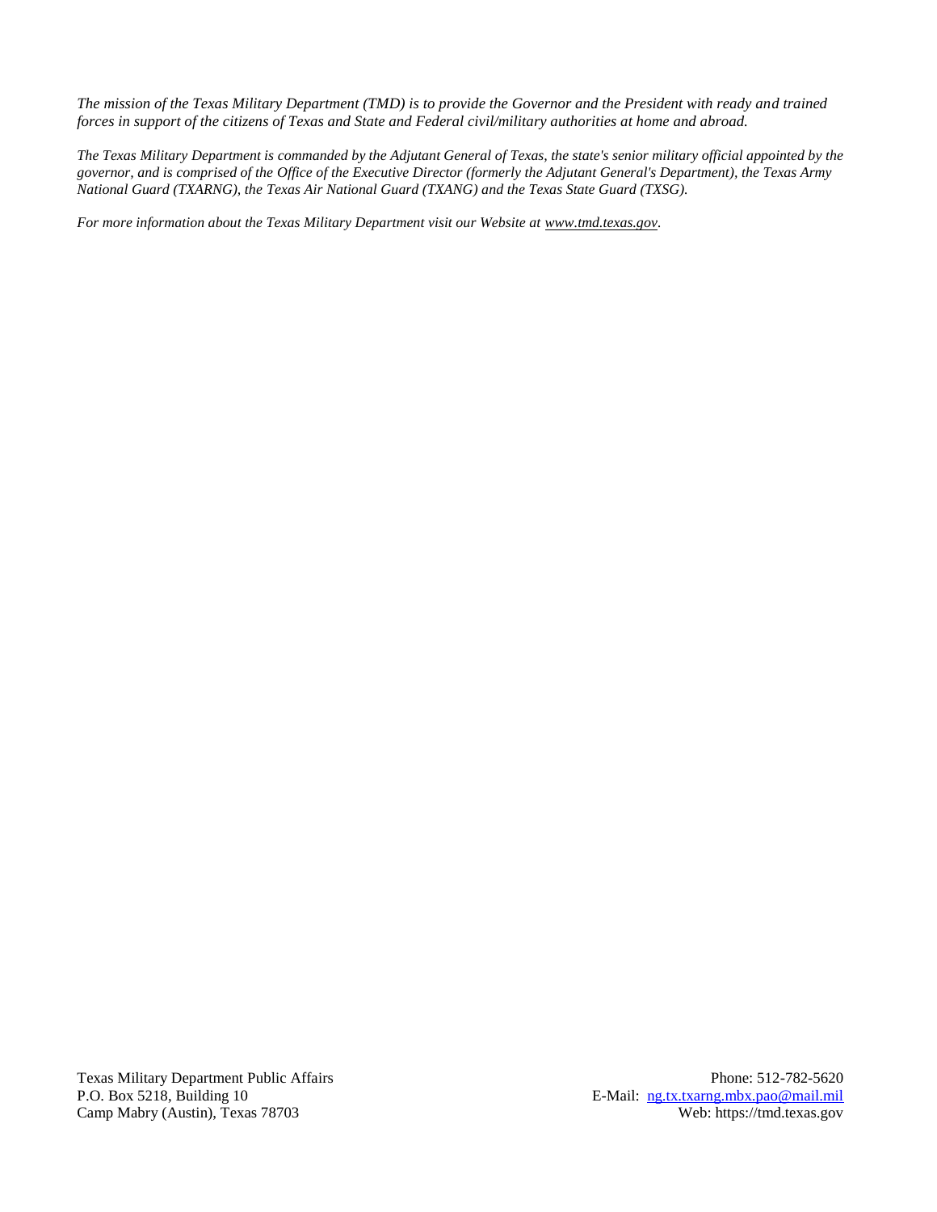*The mission of the Texas Military Department (TMD) is to provide the Governor and the President with ready and trained forces in support of the citizens of Texas and State and Federal civil/military authorities at home and abroad.*

*The Texas Military Department is commanded by the Adjutant General of Texas, the state's senior military official appointed by the governor, and is comprised of the Office of the Executive Director (formerly the Adjutant General's Department), the Texas Army National Guard (TXARNG), the Texas Air National Guard (TXANG) and the Texas State Guard (TXSG).*

*For more information about the Texas Military Department visit our Website at www.tmd.texas.gov.*

Texas Military Department Public Affairs
P.O. Box 5218, Building 10
Camp Mabry (Austin), Texas 78703

Phone: 512-782-5620
E-Mail: ng.tx.txarng.mbx.pao@mail.mil
Web: https://tmd.texas.gov